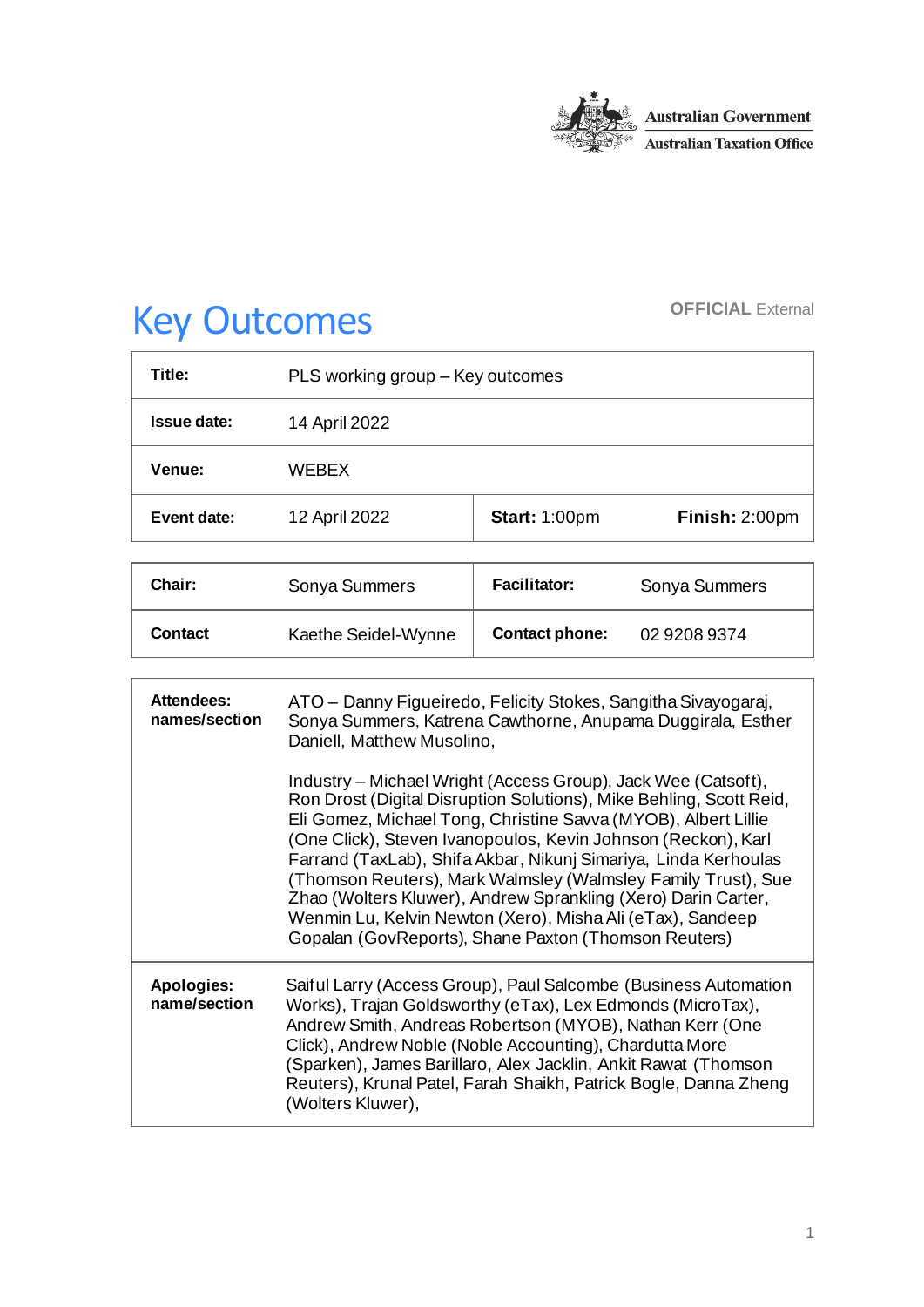Australian Government
Australian Taxation Office

# Key Outcomes

**OFFICIAL** External

| **Title:** | PLS working group – Key outcomes | | |
|---|---|---|---|
| **Issue date:** | 14 April 2022 | | |
| **Venue:** | WEBEX | | |
| **Event date:** | 12 April 2022 | **Start:** 1:00pm | **Finish:** 2:00pm |

| **Chair:** | Sonya Summers | **Facilitator:** | Sonya Summers |
|---|---|---|---|
| **Contact** | Kaethe Seidel-Wynne | **Contact phone:** | 02 9208 9374 |

| | |
|---|---|
| **Attendees: names/section** | ATO – Danny Figueiredo, Felicity Stokes, Sangitha Sivayogaraj, Sonya Summers, Katrena Cawthorne, Anupama Duggirala, Esther Daniell, Matthew Musolino,<br><br>Industry – Michael Wright (Access Group), Jack Wee (Catsoft), Ron Drost (Digital Disruption Solutions), Mike Behling, Scott Reid, Eli Gomez, Michael Tong, Christine Savva (MYOB), Albert Lillie (One Click), Steven Ivanopoulos, Kevin Johnson (Reckon), Karl Farrand (TaxLab), Shifa Akbar, Nikunj Simariya, Linda Kerhoulas (Thomson Reuters), Mark Walmsley (Walmsley Family Trust), Sue Zhao (Wolters Kluwer), Andrew Sprankling (Xero) Darin Carter, Wenmin Lu, Kelvin Newton (Xero), Misha Ali (eTax), Sandeep Gopalan (GovReports), Shane Paxton (Thomson Reuters) |
| **Apologies: name/section** | Saiful Larry (Access Group), Paul Salcombe (Business Automation Works), Trajan Goldsworthy (eTax), Lex Edmonds (MicroTax), Andrew Smith, Andreas Robertson (MYOB), Nathan Kerr (One Click), Andrew Noble (Noble Accounting), Chardutta More (Sparken), James Barillaro, Alex Jacklin, Ankit Rawat (Thomson Reuters), Krunal Patel, Farah Shaikh, Patrick Bogle, Danna Zheng (Wolters Kluwer), |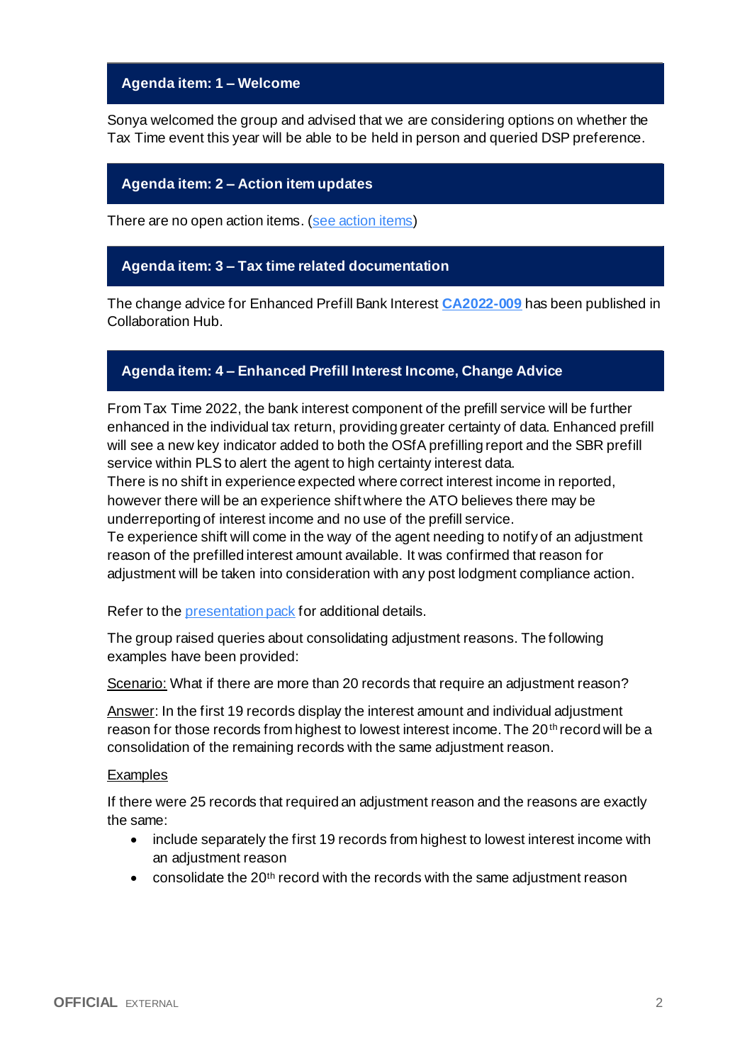## Agenda item: 1 – Welcome

Sonya welcomed the group and advised that we are considering options on whether the Tax Time event this year will be able to be held in person and queried DSP preference.

## Agenda item: 2 – Action item updates

There are no open action items. (see action items)

## Agenda item: 3 – Tax time related documentation

The change advice for Enhanced Prefill Bank Interest **CA2022-009** has been published in Collaboration Hub.

## Agenda item: 4 – Enhanced Prefill Interest Income, Change Advice

From Tax Time 2022, the bank interest component of the prefill service will be further enhanced in the individual tax return, providing greater certainty of data. Enhanced prefill will see a new key indicator added to both the OSfA prefilling report and the SBR prefill service within PLS to alert the agent to high certainty interest data.
There is no shift in experience expected where correct interest income in reported, however there will be an experience shift where the ATO believes there may be underreporting of interest income and no use of the prefill service.
Te experience shift will come in the way of the agent needing to notify of an adjustment reason of the prefilled interest amount available. It was confirmed that reason for adjustment will be taken into consideration with any post lodgment compliance action.

Refer to the presentation pack for additional details.

The group raised queries about consolidating adjustment reasons. The following examples have been provided:

Scenario: What if there are more than 20 records that require an adjustment reason?

Answer: In the first 19 records display the interest amount and individual adjustment reason for those records from highest to lowest interest income. The 20th record will be a consolidation of the remaining records with the same adjustment reason.

Examples

If there were 25 records that required an adjustment reason and the reasons are exactly the same:

- include separately the first 19 records from highest to lowest interest income with an adjustment reason
- consolidate the 20th record with the records with the same adjustment reason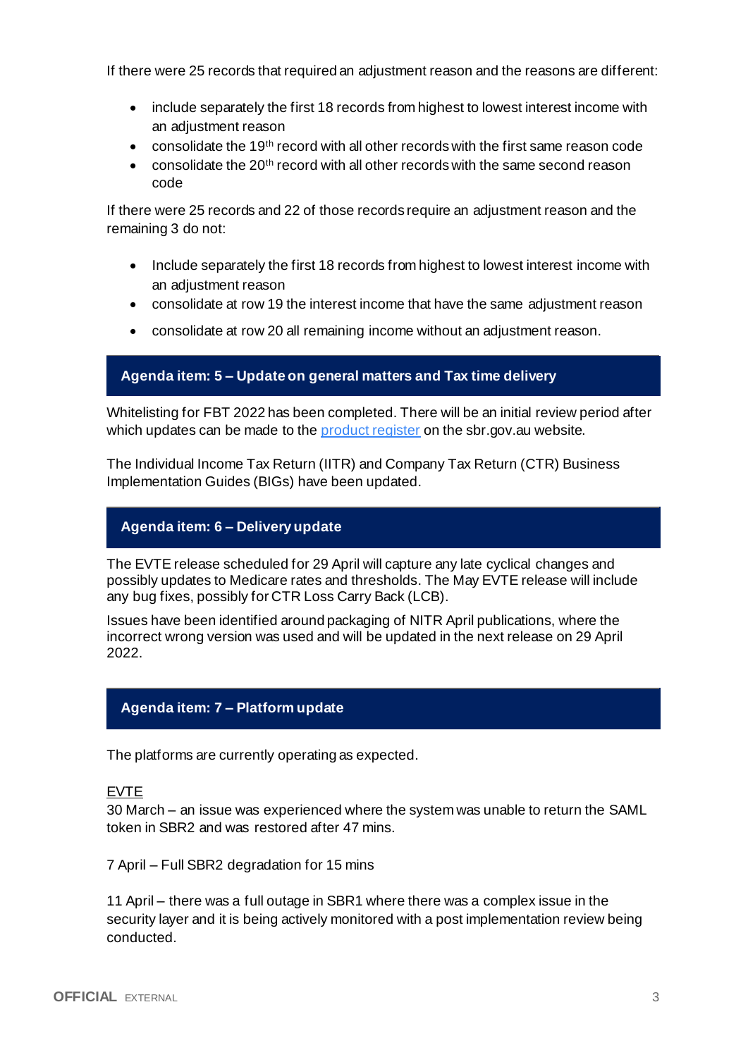If there were 25 records that required an adjustment reason and the reasons are different:

- include separately the first 18 records from highest to lowest interest income with an adjustment reason
- consolidate the 19th record with all other records with the first same reason code
- consolidate the 20th record with all other records with the same second reason code

If there were 25 records and 22 of those records require an adjustment reason and the remaining 3 do not:

- Include separately the first 18 records from highest to lowest interest income with an adjustment reason
- consolidate at row 19 the interest income that have the same adjustment reason
- consolidate at row 20 all remaining income without an adjustment reason.

## Agenda item: 5 – Update on general matters and Tax time delivery

Whitelisting for FBT 2022 has been completed. There will be an initial review period after which updates can be made to the [product register](product register) on the sbr.gov.au website.

The Individual Income Tax Return (IITR) and Company Tax Return (CTR) Business Implementation Guides (BIGs) have been updated.

## Agenda item: 6 – Delivery update

The EVTE release scheduled for 29 April will capture any late cyclical changes and possibly updates to Medicare rates and thresholds. The May EVTE release will include any bug fixes, possibly for CTR Loss Carry Back (LCB).

Issues have been identified around packaging of NITR April publications, where the incorrect wrong version was used and will be updated in the next release on 29 April 2022.

## Agenda item: 7 – Platform update

The platforms are currently operating as expected.

<u>EVTE</u>
30 March – an issue was experienced where the system was unable to return the SAML token in SBR2 and was restored after 47 mins.

7 April – Full SBR2 degradation for 15 mins

11 April – there was a full outage in SBR1 where there was a complex issue in the security layer and it is being actively monitored with a post implementation review being conducted.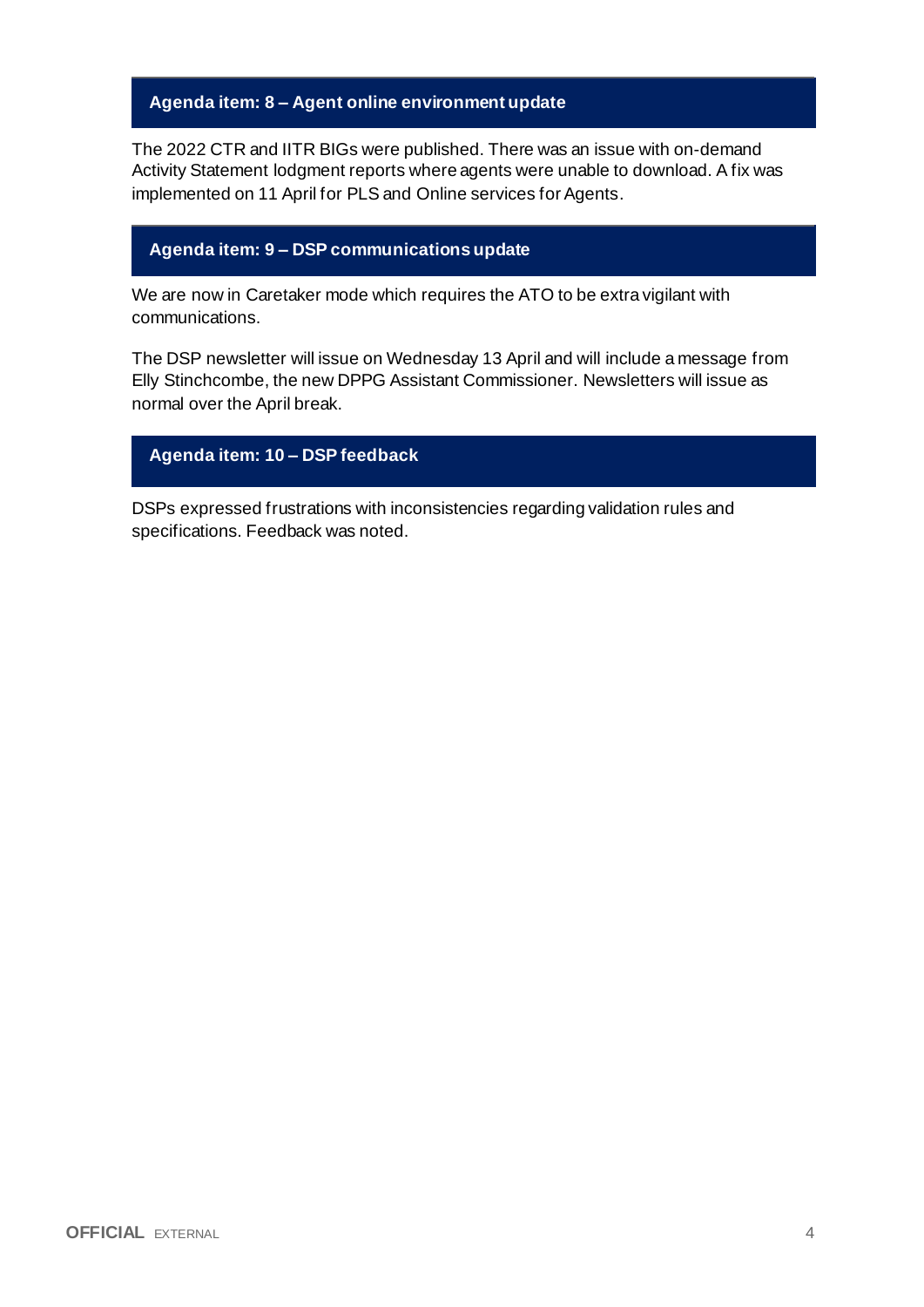## Agenda item: 8 – Agent online environment update

The 2022 CTR and IITR BIGs were published. There was an issue with on-demand Activity Statement lodgment reports where agents were unable to download. A fix was implemented on 11 April for PLS and Online services for Agents.

## Agenda item: 9 – DSP communications update

We are now in Caretaker mode which requires the ATO to be extra vigilant with communications.

The DSP newsletter will issue on Wednesday 13 April and will include a message from Elly Stinchcombe, the new DPPG Assistant Commissioner. Newsletters will issue as normal over the April break.

## Agenda item: 10 – DSP feedback

DSPs expressed frustrations with inconsistencies regarding validation rules and specifications. Feedback was noted.